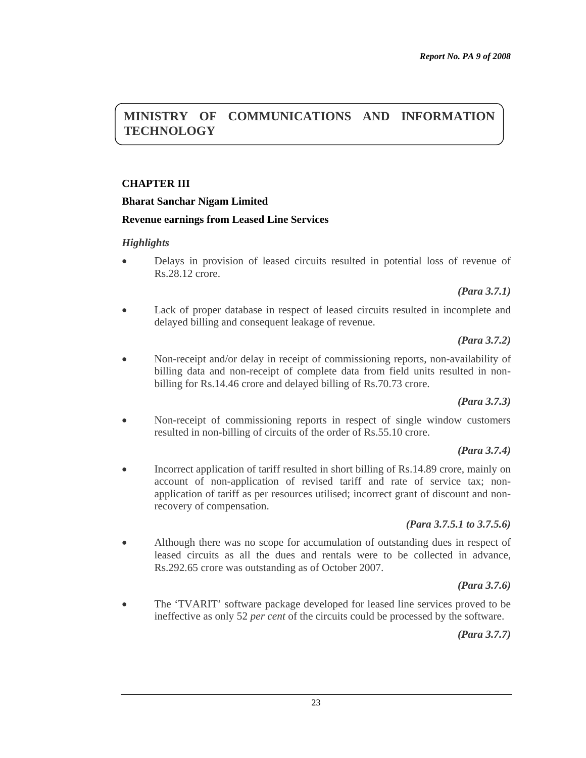# MINISTRY OF COMMUNICATIONS AND INFORMATION TECHNOLOGY

## CHAPTER III

### Bharat Sanchar Nigam Limited

### Revenue earnings from Leased Line Services

*Highlights*

- Delays in provision of leased circuits resulted in potential loss of revenue of Rs.28.12 crore.

  ***(Para 3.7.1)***

- Lack of proper database in respect of leased circuits resulted in incomplete and delayed billing and consequent leakage of revenue.

  ***(Para 3.7.2)***

- Non-receipt and/or delay in receipt of commissioning reports, non-availability of billing data and non-receipt of complete data from field units resulted in non-billing for Rs.14.46 crore and delayed billing of Rs.70.73 crore.

  ***(Para 3.7.3)***

- Non-receipt of commissioning reports in respect of single window customers resulted in non-billing of circuits of the order of Rs.55.10 crore.

  ***(Para 3.7.4)***

- Incorrect application of tariff resulted in short billing of Rs.14.89 crore, mainly on account of non-application of revised tariff and rate of service tax; non-application of tariff as per resources utilised; incorrect grant of discount and non-recovery of compensation.

  ***(Para 3.7.5.1 to 3.7.5.6)***

- Although there was no scope for accumulation of outstanding dues in respect of leased circuits as all the dues and rentals were to be collected in advance, Rs.292.65 crore was outstanding as of October 2007.

  ***(Para 3.7.6)***

- The 'TVARIT' software package developed for leased line services proved to be ineffective as only 52 *per cent* of the circuits could be processed by the software.

  ***(Para 3.7.7)***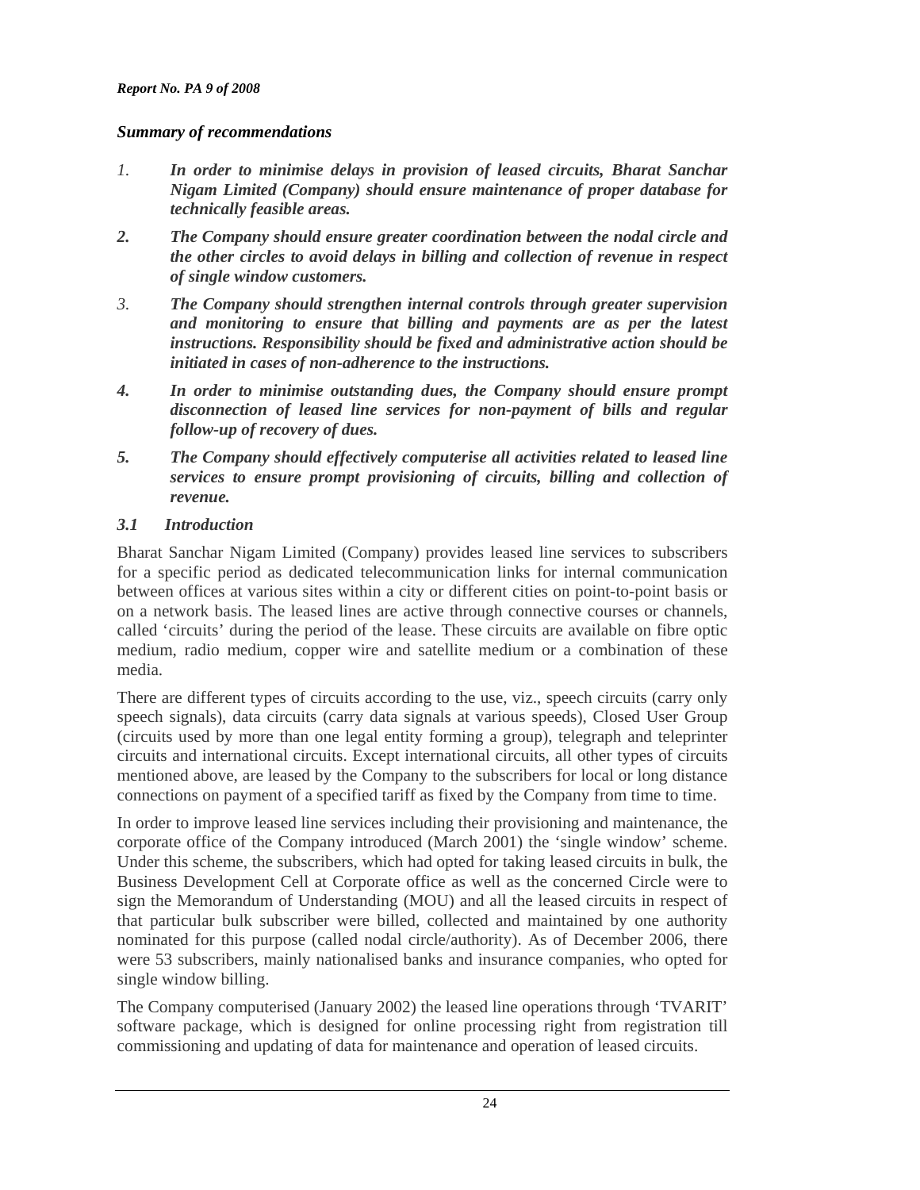### *Summary of recommendations*

1. ***In order to minimise delays in provision of leased circuits, Bharat Sanchar Nigam Limited (Company) should ensure maintenance of proper database for technically feasible areas.***
2. ***The Company should ensure greater coordination between the nodal circle and the other circles to avoid delays in billing and collection of revenue in respect of single window customers.***
3. ***The Company should strengthen internal controls through greater supervision and monitoring to ensure that billing and payments are as per the latest instructions. Responsibility should be fixed and administrative action should be initiated in cases of non-adherence to the instructions.***
4. ***In order to minimise outstanding dues, the Company should ensure prompt disconnection of leased line services for non-payment of bills and regular follow-up of recovery of dues.***
5. ***The Company should effectively computerise all activities related to leased line services to ensure prompt provisioning of circuits, billing and collection of revenue.***

### *3.1 Introduction*

Bharat Sanchar Nigam Limited (Company) provides leased line services to subscribers for a specific period as dedicated telecommunication links for internal communication between offices at various sites within a city or different cities on point-to-point basis or on a network basis. The leased lines are active through connective courses or channels, called 'circuits' during the period of the lease. These circuits are available on fibre optic medium, radio medium, copper wire and satellite medium or a combination of these media.

There are different types of circuits according to the use, viz., speech circuits (carry only speech signals), data circuits (carry data signals at various speeds), Closed User Group (circuits used by more than one legal entity forming a group), telegraph and teleprinter circuits and international circuits. Except international circuits, all other types of circuits mentioned above, are leased by the Company to the subscribers for local or long distance connections on payment of a specified tariff as fixed by the Company from time to time.

In order to improve leased line services including their provisioning and maintenance, the corporate office of the Company introduced (March 2001) the 'single window' scheme. Under this scheme, the subscribers, which had opted for taking leased circuits in bulk, the Business Development Cell at Corporate office as well as the concerned Circle were to sign the Memorandum of Understanding (MOU) and all the leased circuits in respect of that particular bulk subscriber were billed, collected and maintained by one authority nominated for this purpose (called nodal circle/authority). As of December 2006, there were 53 subscribers, mainly nationalised banks and insurance companies, who opted for single window billing.

The Company computerised (January 2002) the leased line operations through 'TVARIT' software package, which is designed for online processing right from registration till commissioning and updating of data for maintenance and operation of leased circuits.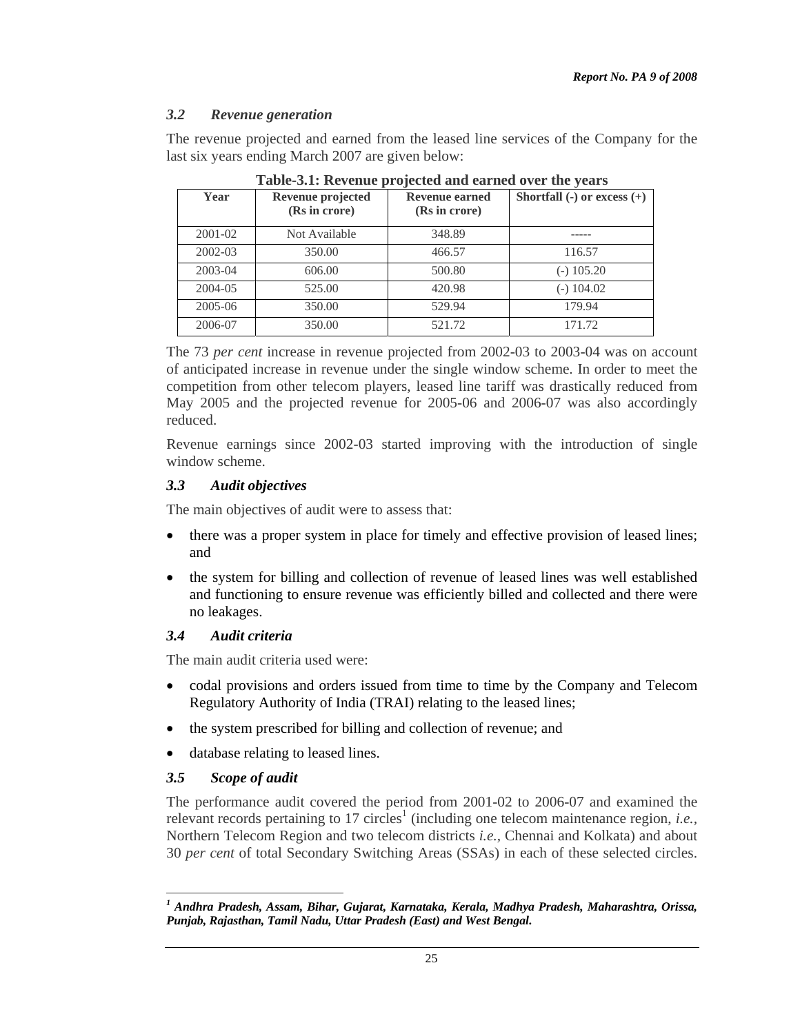### *3.2 Revenue generation*

The revenue projected and earned from the leased line services of the Company for the last six years ending March 2007 are given below:

**Table-3.1: Revenue projected and earned over the years**

| Year | Revenue projected (Rs in crore) | Revenue earned (Rs in crore) | Shortfall (-) or excess (+) |
|---|---|---|---|
| 2001-02 | Not Available | 348.89 | ----- |
| 2002-03 | 350.00 | 466.57 | 116.57 |
| 2003-04 | 606.00 | 500.80 | (-) 105.20 |
| 2004-05 | 525.00 | 420.98 | (-) 104.02 |
| 2005-06 | 350.00 | 529.94 | 179.94 |
| 2006-07 | 350.00 | 521.72 | 171.72 |

The 73 *per cent* increase in revenue projected from 2002-03 to 2003-04 was on account of anticipated increase in revenue under the single window scheme. In order to meet the competition from other telecom players, leased line tariff was drastically reduced from May 2005 and the projected revenue for 2005-06 and 2006-07 was also accordingly reduced.

Revenue earnings since 2002-03 started improving with the introduction of single window scheme.

### *3.3 Audit objectives*

The main objectives of audit were to assess that:

- there was a proper system in place for timely and effective provision of leased lines; and
- the system for billing and collection of revenue of leased lines was well established and functioning to ensure revenue was efficiently billed and collected and there were no leakages.

### *3.4 Audit criteria*

The main audit criteria used were:

- codal provisions and orders issued from time to time by the Company and Telecom Regulatory Authority of India (TRAI) relating to the leased lines;
- the system prescribed for billing and collection of revenue; and
- database relating to leased lines.

### *3.5 Scope of audit*

The performance audit covered the period from 2001-02 to 2006-07 and examined the relevant records pertaining to 17 circles[1] (including one telecom maintenance region, *i.e.*, Northern Telecom Region and two telecom districts *i.e.*, Chennai and Kolkata) and about 30 *per cent* of total Secondary Switching Areas (SSAs) in each of these selected circles.

---

[1] ***Andhra Pradesh, Assam, Bihar, Gujarat, Karnataka, Kerala, Madhya Pradesh, Maharashtra, Orissa, Punjab, Rajasthan, Tamil Nadu, Uttar Pradesh (East) and West Bengal.***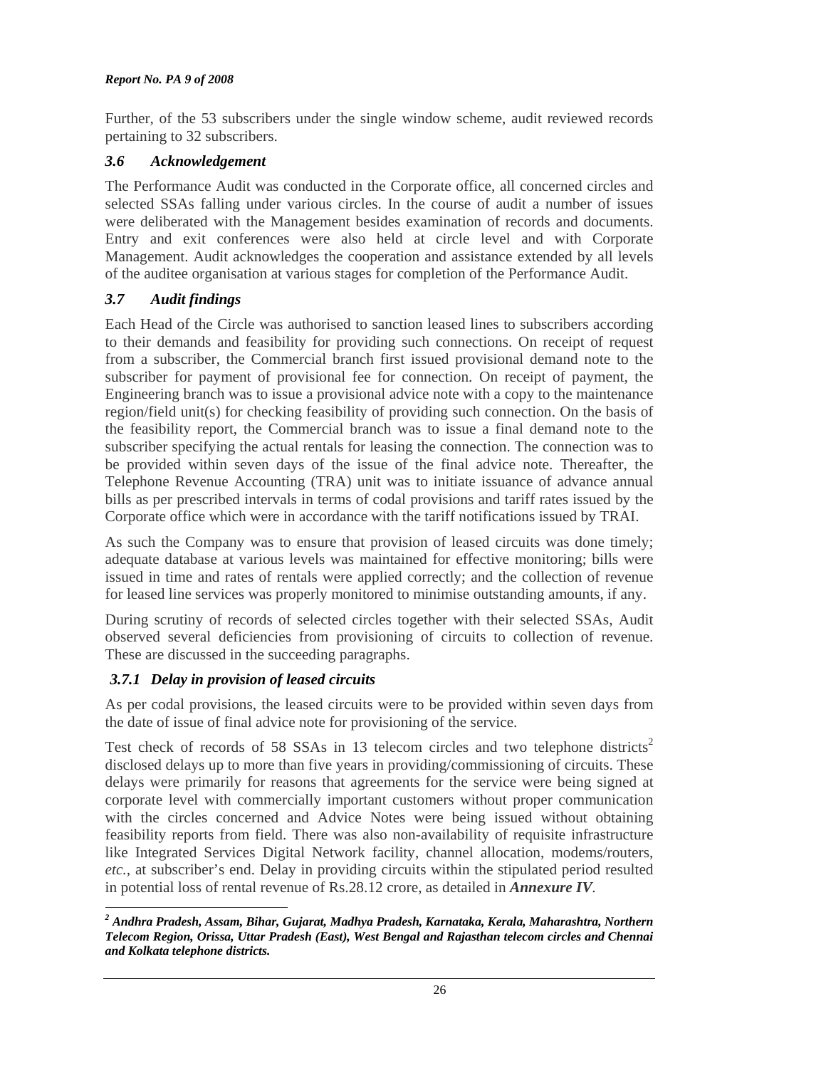Further, of the 53 subscribers under the single window scheme, audit reviewed records pertaining to 32 subscribers.

### *3.6 Acknowledgement*

The Performance Audit was conducted in the Corporate office, all concerned circles and selected SSAs falling under various circles. In the course of audit a number of issues were deliberated with the Management besides examination of records and documents. Entry and exit conferences were also held at circle level and with Corporate Management. Audit acknowledges the cooperation and assistance extended by all levels of the auditee organisation at various stages for completion of the Performance Audit.

### *3.7 Audit findings*

Each Head of the Circle was authorised to sanction leased lines to subscribers according to their demands and feasibility for providing such connections. On receipt of request from a subscriber, the Commercial branch first issued provisional demand note to the subscriber for payment of provisional fee for connection. On receipt of payment, the Engineering branch was to issue a provisional advice note with a copy to the maintenance region/field unit(s) for checking feasibility of providing such connection. On the basis of the feasibility report, the Commercial branch was to issue a final demand note to the subscriber specifying the actual rentals for leasing the connection. The connection was to be provided within seven days of the issue of the final advice note. Thereafter, the Telephone Revenue Accounting (TRA) unit was to initiate issuance of advance annual bills as per prescribed intervals in terms of codal provisions and tariff rates issued by the Corporate office which were in accordance with the tariff notifications issued by TRAI.

As such the Company was to ensure that provision of leased circuits was done timely; adequate database at various levels was maintained for effective monitoring; bills were issued in time and rates of rentals were applied correctly; and the collection of revenue for leased line services was properly monitored to minimise outstanding amounts, if any.

During scrutiny of records of selected circles together with their selected SSAs, Audit observed several deficiencies from provisioning of circuits to collection of revenue. These are discussed in the succeeding paragraphs.

#### *3.7.1 Delay in provision of leased circuits*

As per codal provisions, the leased circuits were to be provided within seven days from the date of issue of final advice note for provisioning of the service.

Test check of records of 58 SSAs in 13 telecom circles and two telephone districts[2] disclosed delays up to more than five years in providing/commissioning of circuits. These delays were primarily for reasons that agreements for the service were being signed at corporate level with commercially important customers without proper communication with the circles concerned and Advice Notes were being issued without obtaining feasibility reports from field. There was also non-availability of requisite infrastructure like Integrated Services Digital Network facility, channel allocation, modems/routers, *etc.*, at subscriber's end. Delay in providing circuits within the stipulated period resulted in potential loss of rental revenue of Rs.28.12 crore, as detailed in ***Annexure IV***.

---

[2] ***Andhra Pradesh, Assam, Bihar, Gujarat, Madhya Pradesh, Karnataka, Kerala, Maharashtra, Northern Telecom Region, Orissa, Uttar Pradesh (East), West Bengal and Rajasthan telecom circles and Chennai and Kolkata telephone districts.***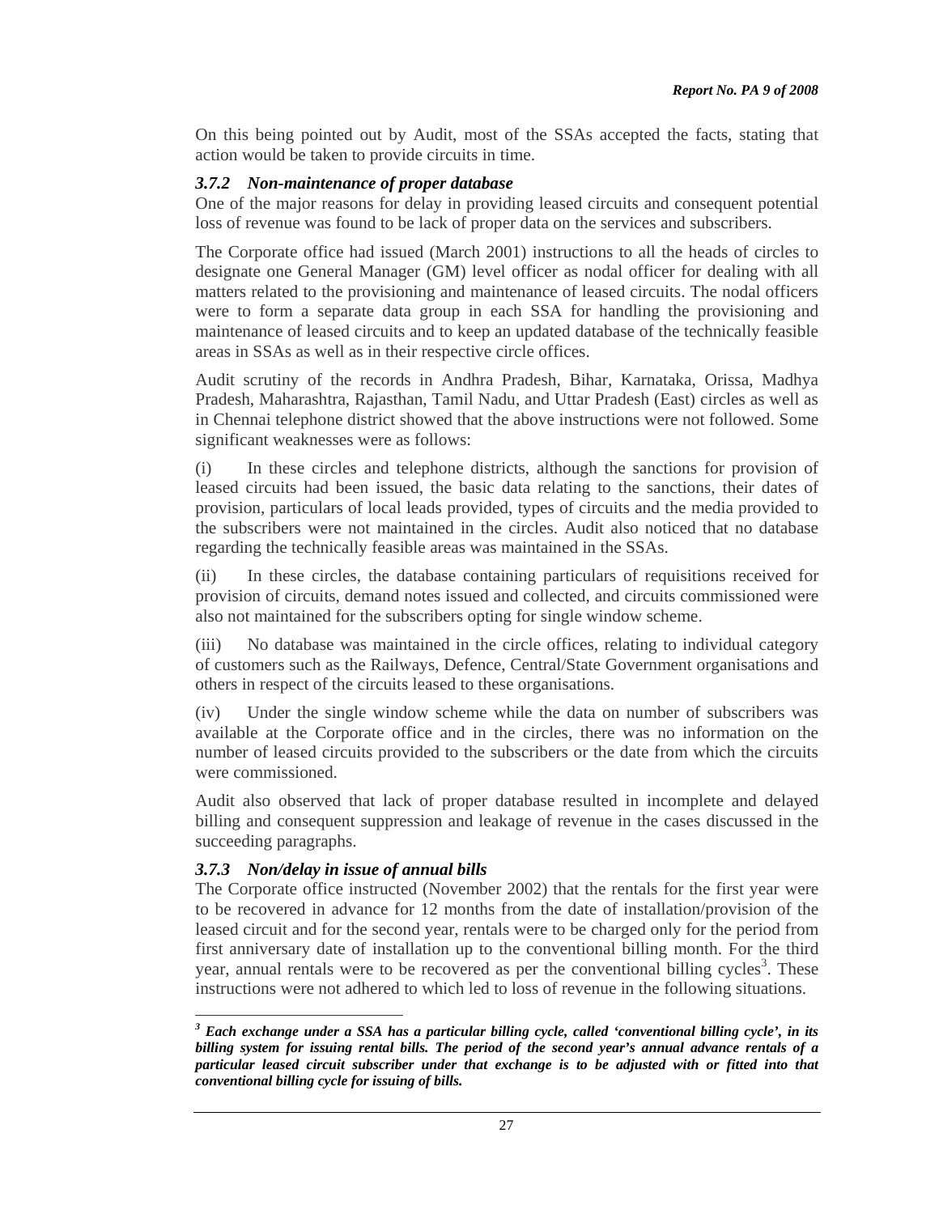On this being pointed out by Audit, most of the SSAs accepted the facts, stating that action would be taken to provide circuits in time.

### *3.7.2 Non-maintenance of proper database*

One of the major reasons for delay in providing leased circuits and consequent potential loss of revenue was found to be lack of proper data on the services and subscribers.

The Corporate office had issued (March 2001) instructions to all the heads of circles to designate one General Manager (GM) level officer as nodal officer for dealing with all matters related to the provisioning and maintenance of leased circuits. The nodal officers were to form a separate data group in each SSA for handling the provisioning and maintenance of leased circuits and to keep an updated database of the technically feasible areas in SSAs as well as in their respective circle offices.

Audit scrutiny of the records in Andhra Pradesh, Bihar, Karnataka, Orissa, Madhya Pradesh, Maharashtra, Rajasthan, Tamil Nadu, and Uttar Pradesh (East) circles as well as in Chennai telephone district showed that the above instructions were not followed. Some significant weaknesses were as follows:

(i) In these circles and telephone districts, although the sanctions for provision of leased circuits had been issued, the basic data relating to the sanctions, their dates of provision, particulars of local leads provided, types of circuits and the media provided to the subscribers were not maintained in the circles. Audit also noticed that no database regarding the technically feasible areas was maintained in the SSAs.

(ii) In these circles, the database containing particulars of requisitions received for provision of circuits, demand notes issued and collected, and circuits commissioned were also not maintained for the subscribers opting for single window scheme.

(iii) No database was maintained in the circle offices, relating to individual category of customers such as the Railways, Defence, Central/State Government organisations and others in respect of the circuits leased to these organisations.

(iv) Under the single window scheme while the data on number of subscribers was available at the Corporate office and in the circles, there was no information on the number of leased circuits provided to the subscribers or the date from which the circuits were commissioned.

Audit also observed that lack of proper database resulted in incomplete and delayed billing and consequent suppression and leakage of revenue in the cases discussed in the succeeding paragraphs.

### *3.7.3 Non/delay in issue of annual bills*

The Corporate office instructed (November 2002) that the rentals for the first year were to be recovered in advance for 12 months from the date of installation/provision of the leased circuit and for the second year, rentals were to be charged only for the period from first anniversary date of installation up to the conventional billing month. For the third year, annual rentals were to be recovered as per the conventional billing cycles[3]. These instructions were not adhered to which led to loss of revenue in the following situations.

---

***[3] Each exchange under a SSA has a particular billing cycle, called 'conventional billing cycle', in its billing system for issuing rental bills. The period of the second year's annual advance rentals of a particular leased circuit subscriber under that exchange is to be adjusted with or fitted into that conventional billing cycle for issuing of bills.***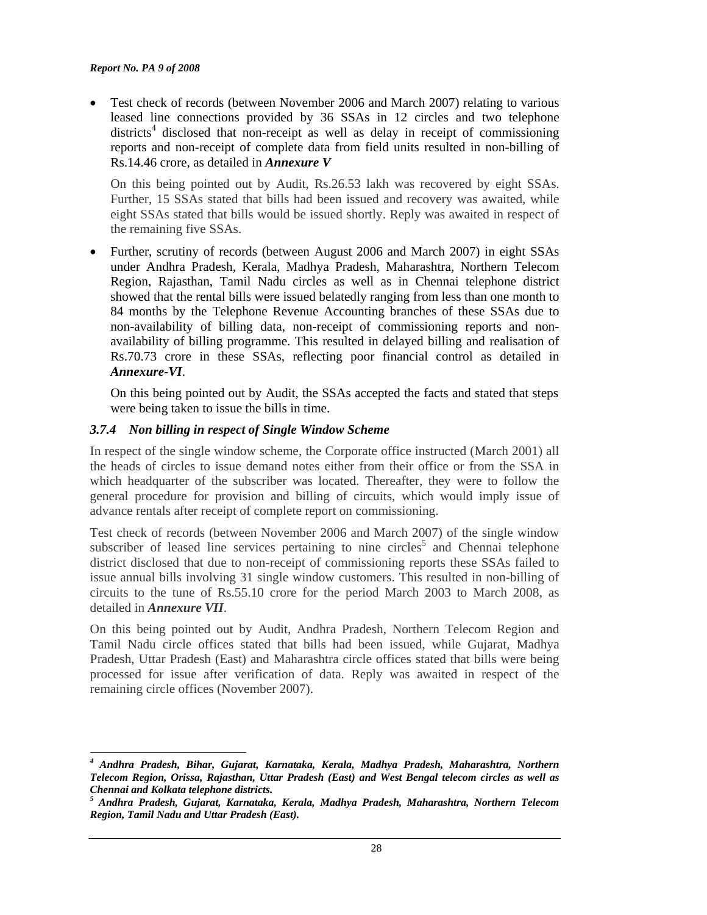- Test check of records (between November 2006 and March 2007) relating to various leased line connections provided by 36 SSAs in 12 circles and two telephone districts[4] disclosed that non-receipt as well as delay in receipt of commissioning reports and non-receipt of complete data from field units resulted in non-billing of Rs.14.46 crore, as detailed in ***Annexure V***

  On this being pointed out by Audit, Rs.26.53 lakh was recovered by eight SSAs. Further, 15 SSAs stated that bills had been issued and recovery was awaited, while eight SSAs stated that bills would be issued shortly. Reply was awaited in respect of the remaining five SSAs.

- Further, scrutiny of records (between August 2006 and March 2007) in eight SSAs under Andhra Pradesh, Kerala, Madhya Pradesh, Maharashtra, Northern Telecom Region, Rajasthan, Tamil Nadu circles as well as in Chennai telephone district showed that the rental bills were issued belatedly ranging from less than one month to 84 months by the Telephone Revenue Accounting branches of these SSAs due to non-availability of billing data, non-receipt of commissioning reports and non-availability of billing programme. This resulted in delayed billing and realisation of Rs.70.73 crore in these SSAs, reflecting poor financial control as detailed in ***Annexure-VI***.

  On this being pointed out by Audit, the SSAs accepted the facts and stated that steps were being taken to issue the bills in time.

### *3.7.4 Non billing in respect of Single Window Scheme*

In respect of the single window scheme, the Corporate office instructed (March 2001) all the heads of circles to issue demand notes either from their office or from the SSA in which headquarter of the subscriber was located. Thereafter, they were to follow the general procedure for provision and billing of circuits, which would imply issue of advance rentals after receipt of complete report on commissioning.

Test check of records (between November 2006 and March 2007) of the single window subscriber of leased line services pertaining to nine circles[5] and Chennai telephone district disclosed that due to non-receipt of commissioning reports these SSAs failed to issue annual bills involving 31 single window customers. This resulted in non-billing of circuits to the tune of Rs.55.10 crore for the period March 2003 to March 2008, as detailed in ***Annexure VII***.

On this being pointed out by Audit, Andhra Pradesh, Northern Telecom Region and Tamil Nadu circle offices stated that bills had been issued, while Gujarat, Madhya Pradesh, Uttar Pradesh (East) and Maharashtra circle offices stated that bills were being processed for issue after verification of data. Reply was awaited in respect of the remaining circle offices (November 2007).

---

[4] ***Andhra Pradesh, Bihar, Gujarat, Karnataka, Kerala, Madhya Pradesh, Maharashtra, Northern Telecom Region, Orissa, Rajasthan, Uttar Pradesh (East) and West Bengal telecom circles as well as Chennai and Kolkata telephone districts.***

[5] ***Andhra Pradesh, Gujarat, Karnataka, Kerala, Madhya Pradesh, Maharashtra, Northern Telecom Region, Tamil Nadu and Uttar Pradesh (East).***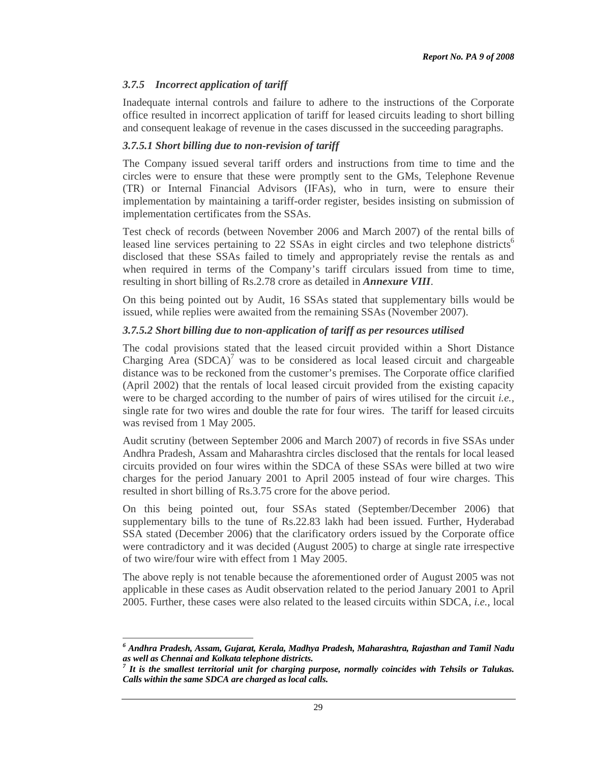### *3.7.5 Incorrect application of tariff*

Inadequate internal controls and failure to adhere to the instructions of the Corporate office resulted in incorrect application of tariff for leased circuits leading to short billing and consequent leakage of revenue in the cases discussed in the succeeding paragraphs.

#### *3.7.5.1 Short billing due to non-revision of tariff*

The Company issued several tariff orders and instructions from time to time and the circles were to ensure that these were promptly sent to the GMs, Telephone Revenue (TR) or Internal Financial Advisors (IFAs), who in turn, were to ensure their implementation by maintaining a tariff-order register, besides insisting on submission of implementation certificates from the SSAs.

Test check of records (between November 2006 and March 2007) of the rental bills of leased line services pertaining to 22 SSAs in eight circles and two telephone districts[6] disclosed that these SSAs failed to timely and appropriately revise the rentals as and when required in terms of the Company's tariff circulars issued from time to time, resulting in short billing of Rs.2.78 crore as detailed in ***Annexure VIII***.

On this being pointed out by Audit, 16 SSAs stated that supplementary bills would be issued, while replies were awaited from the remaining SSAs (November 2007).

#### *3.7.5.2 Short billing due to non-application of tariff as per resources utilised*

The codal provisions stated that the leased circuit provided within a Short Distance Charging Area (SDCA)[7] was to be considered as local leased circuit and chargeable distance was to be reckoned from the customer's premises. The Corporate office clarified (April 2002) that the rentals of local leased circuit provided from the existing capacity were to be charged according to the number of pairs of wires utilised for the circuit *i.e.,* single rate for two wires and double the rate for four wires. The tariff for leased circuits was revised from 1 May 2005.

Audit scrutiny (between September 2006 and March 2007) of records in five SSAs under Andhra Pradesh, Assam and Maharashtra circles disclosed that the rentals for local leased circuits provided on four wires within the SDCA of these SSAs were billed at two wire charges for the period January 2001 to April 2005 instead of four wire charges. This resulted in short billing of Rs.3.75 crore for the above period.

On this being pointed out, four SSAs stated (September/December 2006) that supplementary bills to the tune of Rs.22.83 lakh had been issued. Further, Hyderabad SSA stated (December 2006) that the clarificatory orders issued by the Corporate office were contradictory and it was decided (August 2005) to charge at single rate irrespective of two wire/four wire with effect from 1 May 2005.

The above reply is not tenable because the aforementioned order of August 2005 was not applicable in these cases as Audit observation related to the period January 2001 to April 2005. Further, these cases were also related to the leased circuits within SDCA, *i.e.,* local

---

***[6] Andhra Pradesh, Assam, Gujarat, Kerala, Madhya Pradesh, Maharashtra, Rajasthan and Tamil Nadu as well as Chennai and Kolkata telephone districts.***

***[7] It is the smallest territorial unit for charging purpose, normally coincides with Tehsils or Talukas. Calls within the same SDCA are charged as local calls.***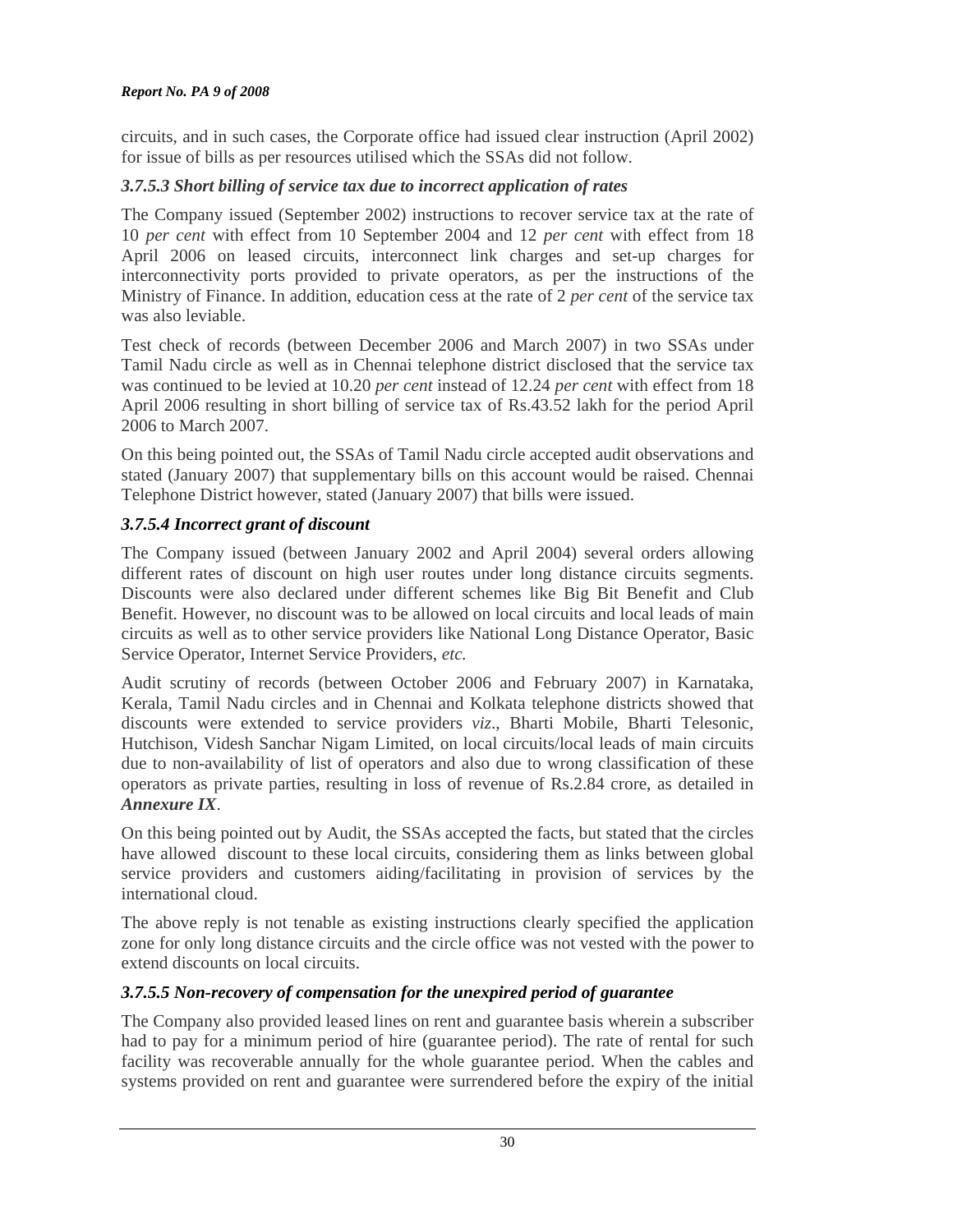circuits, and in such cases, the Corporate office had issued clear instruction (April 2002) for issue of bills as per resources utilised which the SSAs did not follow.

#### *3.7.5.3 Short billing of service tax due to incorrect application of rates*

The Company issued (September 2002) instructions to recover service tax at the rate of 10 *per cent* with effect from 10 September 2004 and 12 *per cent* with effect from 18 April 2006 on leased circuits, interconnect link charges and set-up charges for interconnectivity ports provided to private operators, as per the instructions of the Ministry of Finance. In addition, education cess at the rate of 2 *per cent* of the service tax was also leviable.

Test check of records (between December 2006 and March 2007) in two SSAs under Tamil Nadu circle as well as in Chennai telephone district disclosed that the service tax was continued to be levied at 10.20 *per cent* instead of 12.24 *per cent* with effect from 18 April 2006 resulting in short billing of service tax of Rs.43.52 lakh for the period April 2006 to March 2007.

On this being pointed out, the SSAs of Tamil Nadu circle accepted audit observations and stated (January 2007) that supplementary bills on this account would be raised. Chennai Telephone District however, stated (January 2007) that bills were issued.

#### *3.7.5.4 Incorrect grant of discount*

The Company issued (between January 2002 and April 2004) several orders allowing different rates of discount on high user routes under long distance circuits segments. Discounts were also declared under different schemes like Big Bit Benefit and Club Benefit. However, no discount was to be allowed on local circuits and local leads of main circuits as well as to other service providers like National Long Distance Operator, Basic Service Operator, Internet Service Providers, *etc.*

Audit scrutiny of records (between October 2006 and February 2007) in Karnataka, Kerala, Tamil Nadu circles and in Chennai and Kolkata telephone districts showed that discounts were extended to service providers *viz*., Bharti Mobile, Bharti Telesonic, Hutchison, Videsh Sanchar Nigam Limited, on local circuits/local leads of main circuits due to non-availability of list of operators and also due to wrong classification of these operators as private parties, resulting in loss of revenue of Rs.2.84 crore, as detailed in ***Annexure IX***.

On this being pointed out by Audit, the SSAs accepted the facts, but stated that the circles have allowed discount to these local circuits, considering them as links between global service providers and customers aiding/facilitating in provision of services by the international cloud.

The above reply is not tenable as existing instructions clearly specified the application zone for only long distance circuits and the circle office was not vested with the power to extend discounts on local circuits.

#### *3.7.5.5 Non-recovery of compensation for the unexpired period of guarantee*

The Company also provided leased lines on rent and guarantee basis wherein a subscriber had to pay for a minimum period of hire (guarantee period). The rate of rental for such facility was recoverable annually for the whole guarantee period. When the cables and systems provided on rent and guarantee were surrendered before the expiry of the initial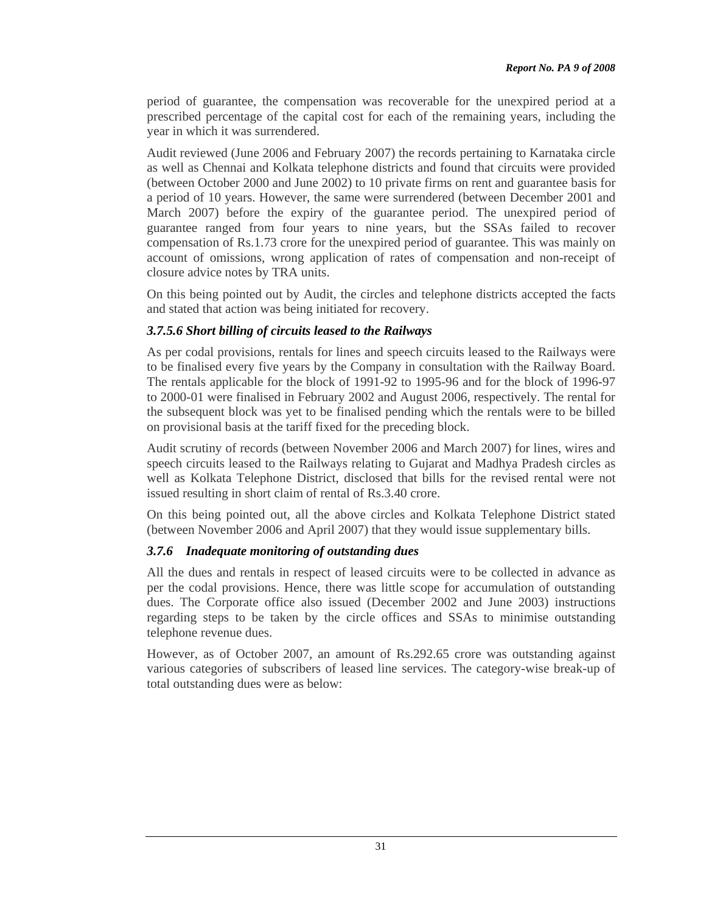period of guarantee, the compensation was recoverable for the unexpired period at a prescribed percentage of the capital cost for each of the remaining years, including the year in which it was surrendered.

Audit reviewed (June 2006 and February 2007) the records pertaining to Karnataka circle as well as Chennai and Kolkata telephone districts and found that circuits were provided (between October 2000 and June 2002) to 10 private firms on rent and guarantee basis for a period of 10 years. However, the same were surrendered (between December 2001 and March 2007) before the expiry of the guarantee period. The unexpired period of guarantee ranged from four years to nine years, but the SSAs failed to recover compensation of Rs.1.73 crore for the unexpired period of guarantee. This was mainly on account of omissions, wrong application of rates of compensation and non-receipt of closure advice notes by TRA units.

On this being pointed out by Audit, the circles and telephone districts accepted the facts and stated that action was being initiated for recovery.

### *3.7.5.6 Short billing of circuits leased to the Railways*

As per codal provisions, rentals for lines and speech circuits leased to the Railways were to be finalised every five years by the Company in consultation with the Railway Board. The rentals applicable for the block of 1991-92 to 1995-96 and for the block of 1996-97 to 2000-01 were finalised in February 2002 and August 2006, respectively. The rental for the subsequent block was yet to be finalised pending which the rentals were to be billed on provisional basis at the tariff fixed for the preceding block.

Audit scrutiny of records (between November 2006 and March 2007) for lines, wires and speech circuits leased to the Railways relating to Gujarat and Madhya Pradesh circles as well as Kolkata Telephone District, disclosed that bills for the revised rental were not issued resulting in short claim of rental of Rs.3.40 crore.

On this being pointed out, all the above circles and Kolkata Telephone District stated (between November 2006 and April 2007) that they would issue supplementary bills.

### *3.7.6 Inadequate monitoring of outstanding dues*

All the dues and rentals in respect of leased circuits were to be collected in advance as per the codal provisions. Hence, there was little scope for accumulation of outstanding dues. The Corporate office also issued (December 2002 and June 2003) instructions regarding steps to be taken by the circle offices and SSAs to minimise outstanding telephone revenue dues.

However, as of October 2007, an amount of Rs.292.65 crore was outstanding against various categories of subscribers of leased line services. The category-wise break-up of total outstanding dues were as below: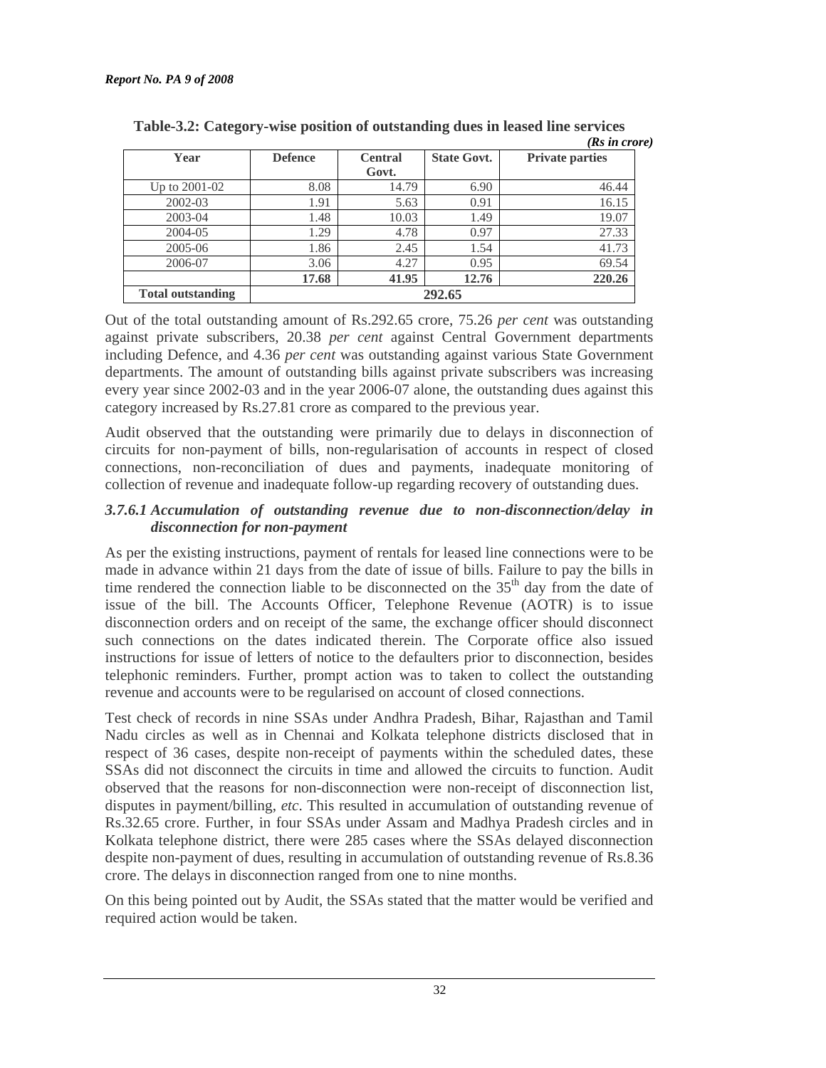**Table-3.2: Category-wise position of outstanding dues in leased line services**

*(Rs in crore)*

| Year | Defence | Central Govt. | State Govt. | Private parties |
|---|---|---|---|---|
| Up to 2001-02 | 8.08 | 14.79 | 6.90 | 46.44 |
| 2002-03 | 1.91 | 5.63 | 0.91 | 16.15 |
| 2003-04 | 1.48 | 10.03 | 1.49 | 19.07 |
| 2004-05 | 1.29 | 4.78 | 0.97 | 27.33 |
| 2005-06 | 1.86 | 2.45 | 1.54 | 41.73 |
| 2006-07 | 3.06 | 4.27 | 0.95 | 69.54 |
| | **17.68** | **41.95** | **12.76** | **220.26** |
| **Total outstanding** | **292.65** | | | |

Out of the total outstanding amount of Rs.292.65 crore, 75.26 *per cent* was outstanding against private subscribers, 20.38 *per cent* against Central Government departments including Defence, and 4.36 *per cent* was outstanding against various State Government departments. The amount of outstanding bills against private subscribers was increasing every year since 2002-03 and in the year 2006-07 alone, the outstanding dues against this category increased by Rs.27.81 crore as compared to the previous year.

Audit observed that the outstanding were primarily due to delays in disconnection of circuits for non-payment of bills, non-regularisation of accounts in respect of closed connections, non-reconciliation of dues and payments, inadequate monitoring of collection of revenue and inadequate follow-up regarding recovery of outstanding dues.

### *3.7.6.1 Accumulation of outstanding revenue due to non-disconnection/delay in disconnection for non-payment*

As per the existing instructions, payment of rentals for leased line connections were to be made in advance within 21 days from the date of issue of bills. Failure to pay the bills in time rendered the connection liable to be disconnected on the 35th day from the date of issue of the bill. The Accounts Officer, Telephone Revenue (AOTR) is to issue disconnection orders and on receipt of the same, the exchange officer should disconnect such connections on the dates indicated therein. The Corporate office also issued instructions for issue of letters of notice to the defaulters prior to disconnection, besides telephonic reminders. Further, prompt action was to taken to collect the outstanding revenue and accounts were to be regularised on account of closed connections.

Test check of records in nine SSAs under Andhra Pradesh, Bihar, Rajasthan and Tamil Nadu circles as well as in Chennai and Kolkata telephone districts disclosed that in respect of 36 cases, despite non-receipt of payments within the scheduled dates, these SSAs did not disconnect the circuits in time and allowed the circuits to function. Audit observed that the reasons for non-disconnection were non-receipt of disconnection list, disputes in payment/billing, *etc*. This resulted in accumulation of outstanding revenue of Rs.32.65 crore. Further, in four SSAs under Assam and Madhya Pradesh circles and in Kolkata telephone district, there were 285 cases where the SSAs delayed disconnection despite non-payment of dues, resulting in accumulation of outstanding revenue of Rs.8.36 crore. The delays in disconnection ranged from one to nine months.

On this being pointed out by Audit, the SSAs stated that the matter would be verified and required action would be taken.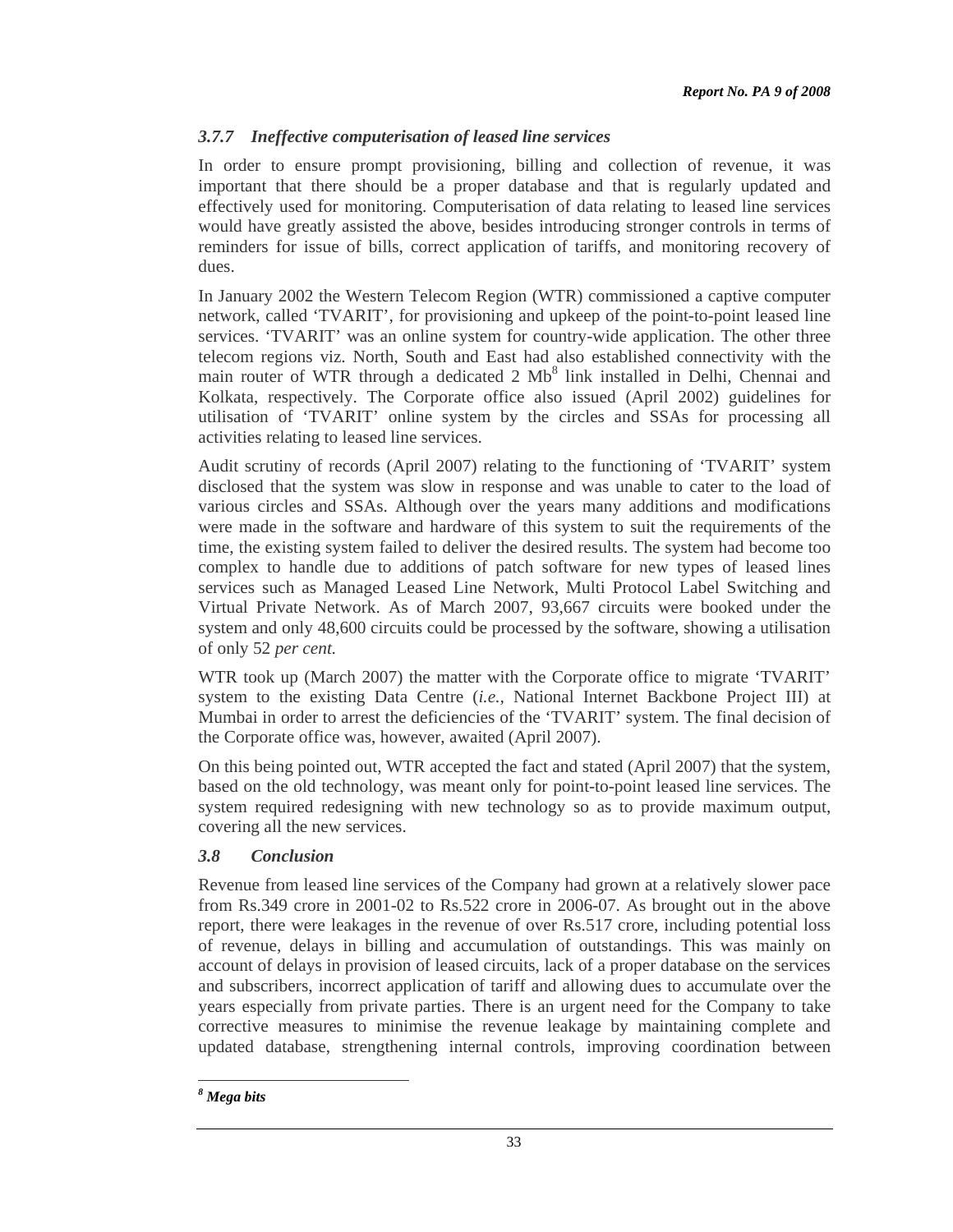### *3.7.7 Ineffective computerisation of leased line services*

In order to ensure prompt provisioning, billing and collection of revenue, it was important that there should be a proper database and that is regularly updated and effectively used for monitoring. Computerisation of data relating to leased line services would have greatly assisted the above, besides introducing stronger controls in terms of reminders for issue of bills, correct application of tariffs, and monitoring recovery of dues.

In January 2002 the Western Telecom Region (WTR) commissioned a captive computer network, called 'TVARIT', for provisioning and upkeep of the point-to-point leased line services. 'TVARIT' was an online system for country-wide application. The other three telecom regions viz. North, South and East had also established connectivity with the main router of WTR through a dedicated 2 Mb[8] link installed in Delhi, Chennai and Kolkata, respectively. The Corporate office also issued (April 2002) guidelines for utilisation of 'TVARIT' online system by the circles and SSAs for processing all activities relating to leased line services.

Audit scrutiny of records (April 2007) relating to the functioning of 'TVARIT' system disclosed that the system was slow in response and was unable to cater to the load of various circles and SSAs. Although over the years many additions and modifications were made in the software and hardware of this system to suit the requirements of the time, the existing system failed to deliver the desired results. The system had become too complex to handle due to additions of patch software for new types of leased lines services such as Managed Leased Line Network, Multi Protocol Label Switching and Virtual Private Network. As of March 2007, 93,667 circuits were booked under the system and only 48,600 circuits could be processed by the software, showing a utilisation of only 52 *per cent.*

WTR took up (March 2007) the matter with the Corporate office to migrate 'TVARIT' system to the existing Data Centre (*i.e.,* National Internet Backbone Project III) at Mumbai in order to arrest the deficiencies of the 'TVARIT' system. The final decision of the Corporate office was, however, awaited (April 2007).

On this being pointed out, WTR accepted the fact and stated (April 2007) that the system, based on the old technology, was meant only for point-to-point leased line services. The system required redesigning with new technology so as to provide maximum output, covering all the new services.

### *3.8 Conclusion*

Revenue from leased line services of the Company had grown at a relatively slower pace from Rs.349 crore in 2001-02 to Rs.522 crore in 2006-07. As brought out in the above report, there were leakages in the revenue of over Rs.517 crore, including potential loss of revenue, delays in billing and accumulation of outstandings. This was mainly on account of delays in provision of leased circuits, lack of a proper database on the services and subscribers, incorrect application of tariff and allowing dues to accumulate over the years especially from private parties. There is an urgent need for the Company to take corrective measures to minimise the revenue leakage by maintaining complete and updated database, strengthening internal controls, improving coordination between

---

[8] ***Mega bits***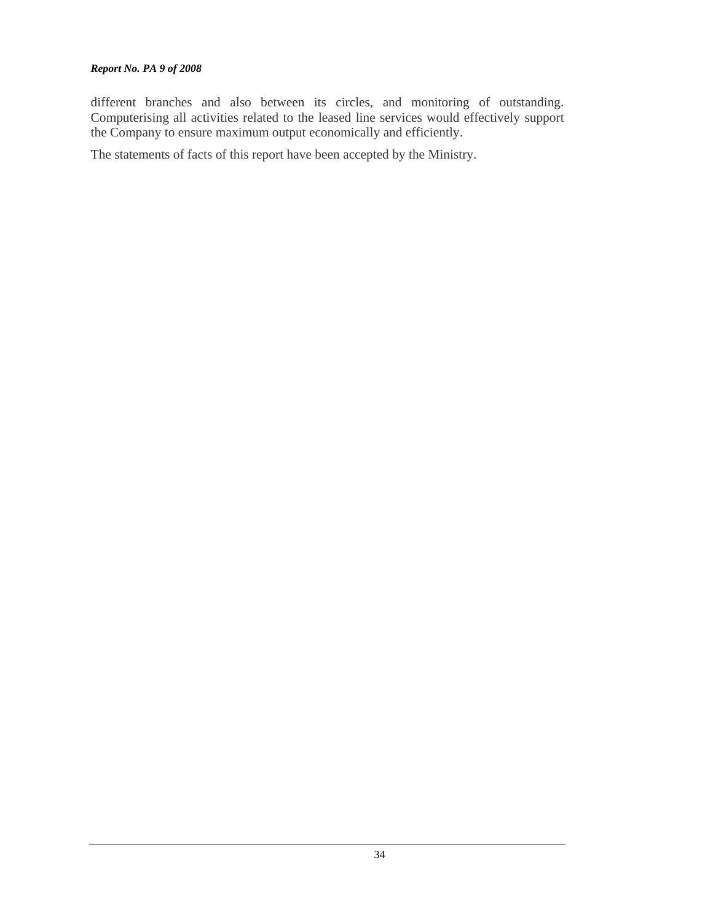different branches and also between its circles, and monitoring of outstanding. Computerising all activities related to the leased line services would effectively support the Company to ensure maximum output economically and efficiently.

The statements of facts of this report have been accepted by the Ministry.